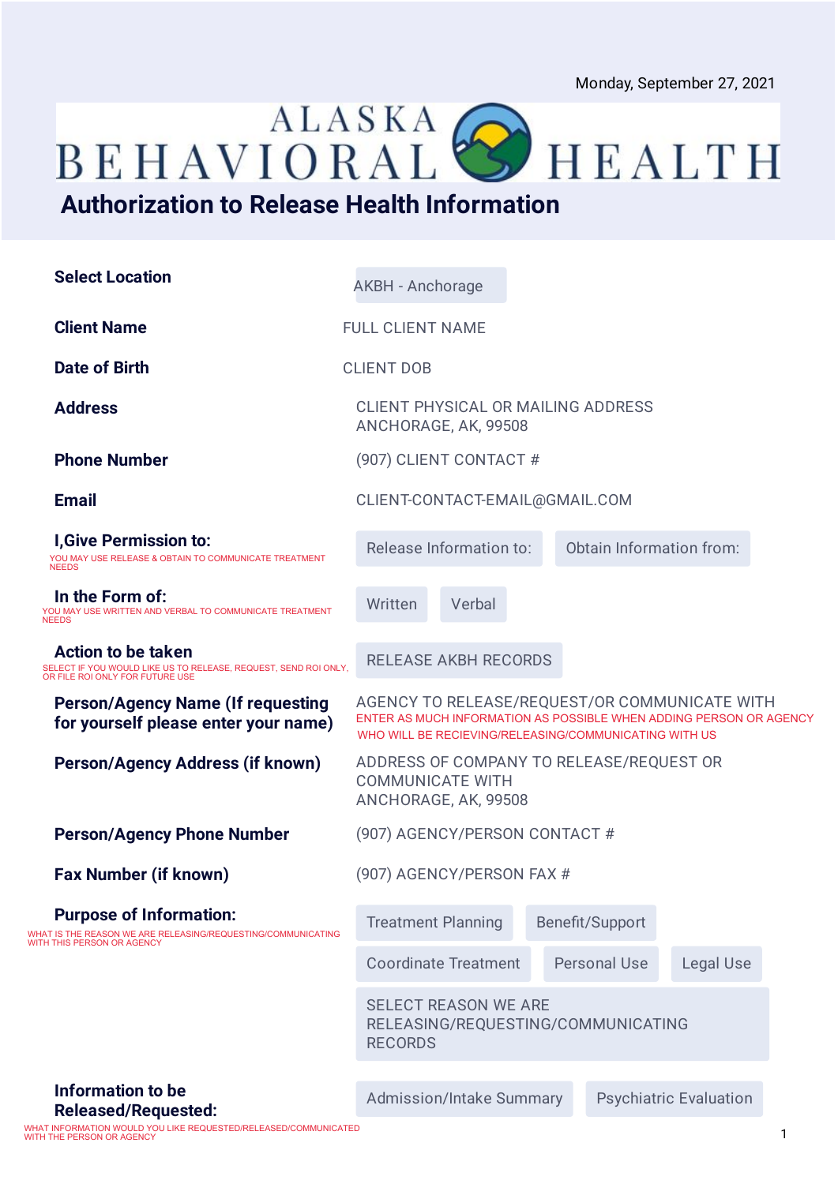Monday, September 27, 2021

ALASKA BEHAVIORAL HEALTH

# Authorization to Release Health Information

**Select Location**

AKBH - Anchorage

**Client Name**

FULL CLIENT NAME

**Date of Birth**

CLIENT DOB

**Address**

CLIENT PHYSICAL OR MAILING ADDRESS
ANCHORAGE, AK, 99508

**Phone Number**

(907) CLIENT CONTACT #

**Email**

CLIENT-CONTACT-EMAIL@GMAIL.COM

**I,Give Permission to:**

YOU MAY USE RELEASE & OBTAIN TO COMMUNICATE TREATMENT NEEDS

Release Information to: | Obtain Information from:

**In the Form of:**

YOU MAY USE WRITTEN AND VERBAL TO COMMUNICATE TREATMENT NEEDS

Written | Verbal

**Action to be taken**

SELECT IF YOU WOULD LIKE US TO RELEASE, REQUEST, SEND ROI ONLY, OR FILE ROI ONLY FOR FUTURE USE

RELEASE AKBH RECORDS

**Person/Agency Name (If requesting for yourself please enter your name)**

AGENCY TO RELEASE/REQUEST/OR COMMUNICATE WITH

ENTER AS MUCH INFORMATION AS POSSIBLE WHEN ADDING PERSON OR AGENCY WHO WILL BE RECIEVING/RELEASING/COMMUNICATING WITH US

**Person/Agency Address (if known)**

ADDRESS OF COMPANY TO RELEASE/REQUEST OR COMMUNICATE WITH
ANCHORAGE, AK, 99508

**Person/Agency Phone Number**

(907) AGENCY/PERSON CONTACT #

**Fax Number (if known)**

(907) AGENCY/PERSON FAX #

**Purpose of Information:**

WHAT IS THE REASON WE ARE RELEASING/REQUESTING/COMMUNICATING WITH THIS PERSON OR AGENCY

Treatment Planning | Benefit/Support | Coordinate Treatment | Personal Use | Legal Use

SELECT REASON WE ARE RELEASING/REQUESTING/COMMUNICATING RECORDS

**Information to be Released/Requested:**

WHAT INFORMATION WOULD YOU LIKE REQUESTED/RELEASED/COMMUNICATED WITH THE PERSON OR AGENCY

Admission/Intake Summary | Psychiatric Evaluation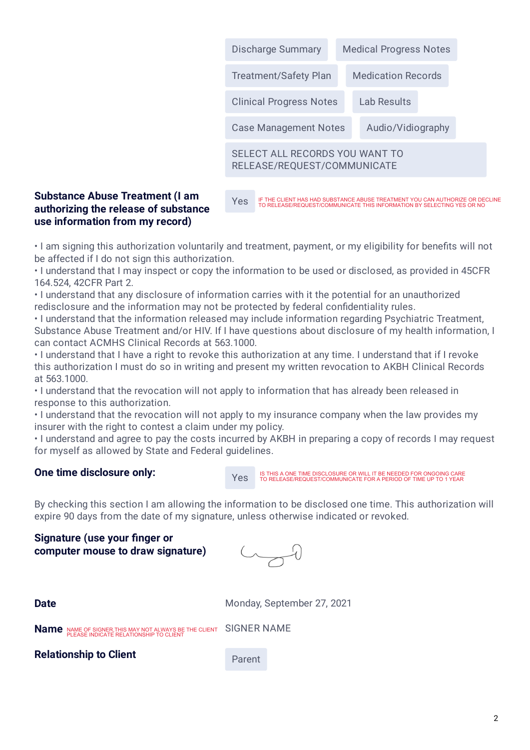Discharge Summary

Medical Progress Notes

Treatment/Safety Plan

Medication Records

Clinical Progress Notes

Lab Results

Case Management Notes

Audio/Vidiography

SELECT ALL RECORDS YOU WANT TO RELEASE/REQUEST/COMMUNICATE

**Substance Abuse Treatment (I am authorizing the release of substance use information from my record)**

Yes

IF THE CLIENT HAS HAD SUBSTANCE ABUSE TREATMENT YOU CAN AUTHORIZE OR DECLINE TO RELEASE/REQUEST/COMMUNICATE THIS INFORMATION BY SELECTING YES OR NO

• I am signing this authorization voluntarily and treatment, payment, or my eligibility for benefits will not be affected if I do not sign this authorization.
• I understand that I may inspect or copy the information to be used or disclosed, as provided in 45CFR 164.524, 42CFR Part 2.
• I understand that any disclosure of information carries with it the potential for an unauthorized redisclosure and the information may not be protected by federal confidentiality rules.
• I understand that the information released may include information regarding Psychiatric Treatment, Substance Abuse Treatment and/or HIV. If I have questions about disclosure of my health information, I can contact ACMHS Clinical Records at 563.1000.
• I understand that I have a right to revoke this authorization at any time. I understand that if I revoke this authorization I must do so in writing and present my written revocation to AKBH Clinical Records at 563.1000.
• I understand that the revocation will not apply to information that has already been released in response to this authorization.
• I understand that the revocation will not apply to my insurance company when the law provides my insurer with the right to contest a claim under my policy.
• I understand and agree to pay the costs incurred by AKBH in preparing a copy of records I may request for myself as allowed by State and Federal guidelines.

**One time disclosure only:**

Yes

IS THIS A ONE TIME DISCLOSURE OR WILL IT BE NEEDED FOR ONGOING CARE TO RELEASE/REQUEST/COMMUNICATE FOR A PERIOD OF TIME UP TO 1 YEAR

By checking this section I am allowing the information to be disclosed one time. This authorization will expire 90 days from the date of my signature, unless otherwise indicated or revoked.

**Signature (use your finger or computer mouse to draw signature)**

**Date** Monday, September 27, 2021

**Name** NAME OF SIGNER,THIS MAY NOT ALWAYS BE THE CLIENT PLEASE INDICATE RELATIONSHIP TO CLIENT SIGNER NAME

**Relationship to Client** Parent